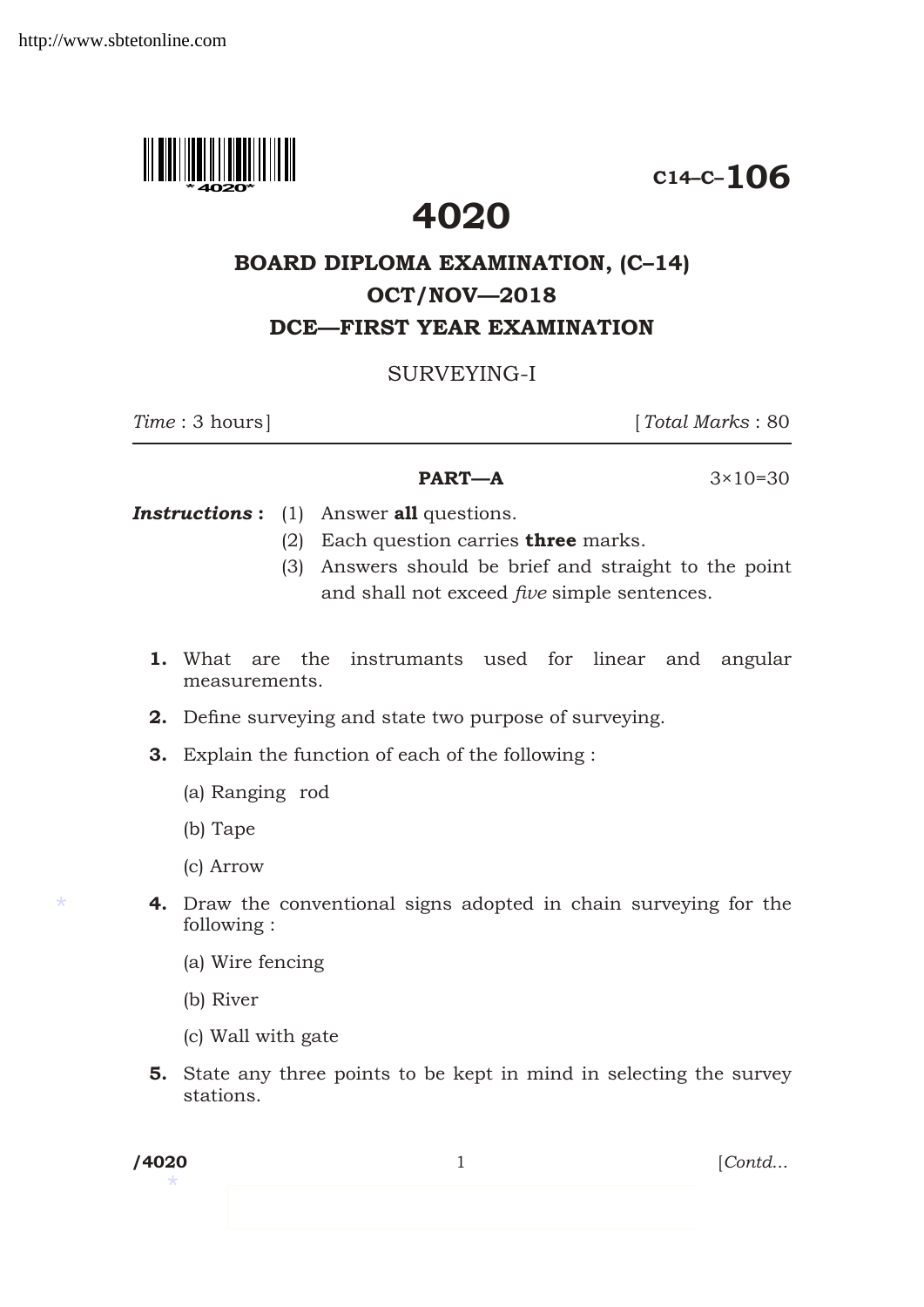C14–C–106

# 4020

## BOARD DIPLOMA EXAMINATION, (C–14)
## OCT/NOV—2018
## DCE—FIRST YEAR EXAMINATION

SURVEYING-I

*Time* : 3 hours] [*Total Marks* : 80

### PART—A 3×10=30

***Instructions :*** (1) Answer **all** questions.

(2) Each question carries **three** marks.

(3) Answers should be brief and straight to the point and shall not exceed *five* simple sentences.

**1.** What are the instrumants used for linear and angular measurements.

**2.** Define surveying and state two purpose of surveying.

**3.** Explain the function of each of the following :

(a) Ranging rod

(b) Tape

(c) Arrow

**4.** Draw the conventional signs adopted in chain surveying for the following :

(a) Wire fencing

(b) River

(c) Wall with gate

**5.** State any three points to be kept in mind in selecting the survey stations.

/4020 [*Contd...*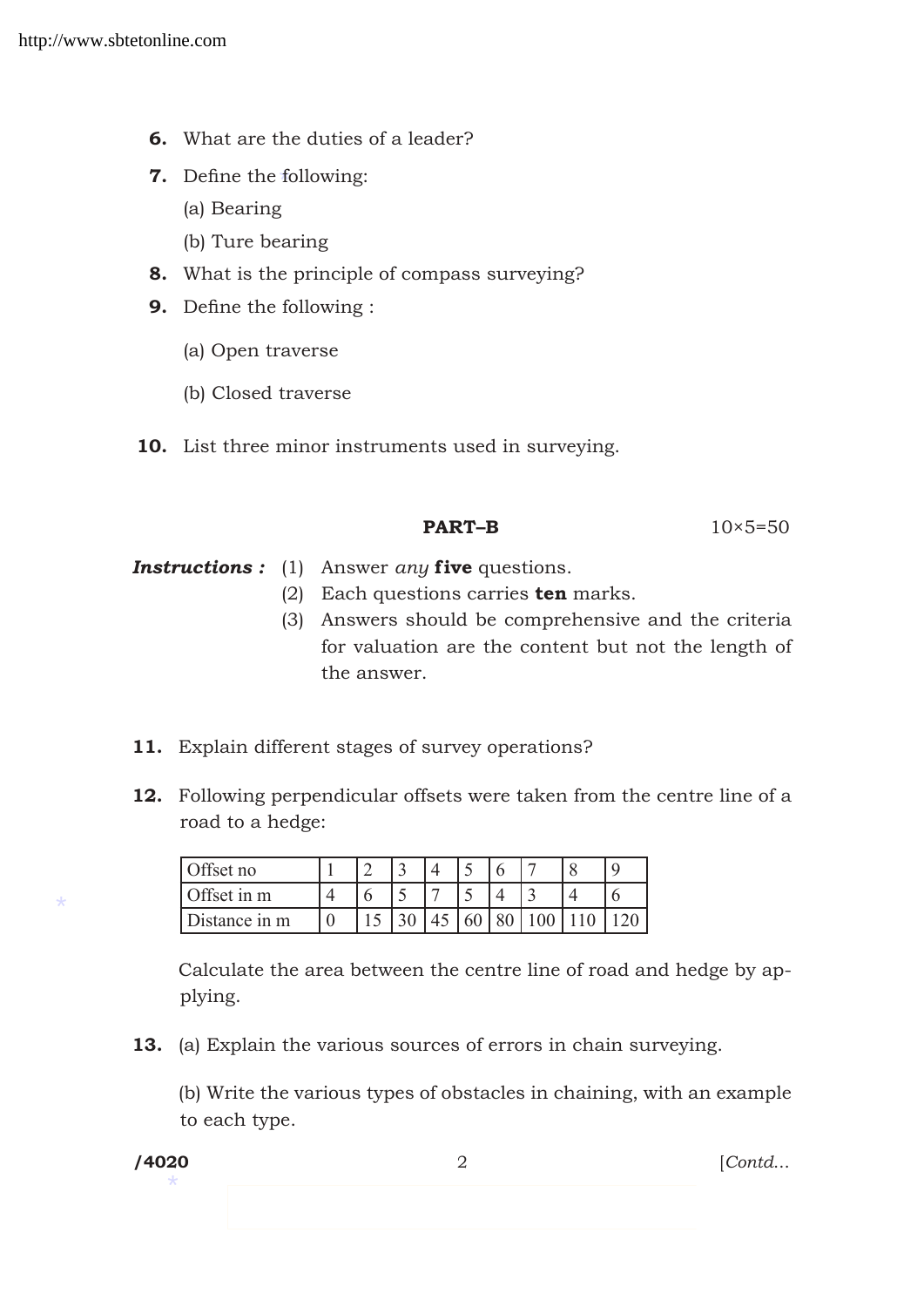6. What are the duties of a leader?

7. Define the following:

   (a) Bearing

   (b) Ture bearing

8. What is the principle of compass surveying?

9. Define the following :

   (a) Open traverse

   (b) Closed traverse

10. List three minor instruments used in surveying.

## PART–B

10×5=50

***Instructions :*** (1) Answer *any* **five** questions.

(2) Each questions carries **ten** marks.

(3) Answers should be comprehensive and the criteria for valuation are the content but not the length of the answer.

11. Explain different stages of survey operations?

12. Following perpendicular offsets were taken from the centre line of a road to a hedge:

| Offset no | 1 | 2 | 3 | 4 | 5 | 6 | 7 | 8 | 9 |
|---|---|---|---|---|---|---|---|---|---|
| Offset in m | 4 | 6 | 5 | 7 | 5 | 4 | 3 | 4 | 6 |
| Distance in m | 0 | 15 | 30 | 45 | 60 | 80 | 100 | 110 | 120 |

Calculate the area between the centre line of road and hedge by applying.

13. (a) Explain the various sources of errors in chain surveying.

    (b) Write the various types of obstacles in chaining, with an example to each type.

/4020 [*Contd...*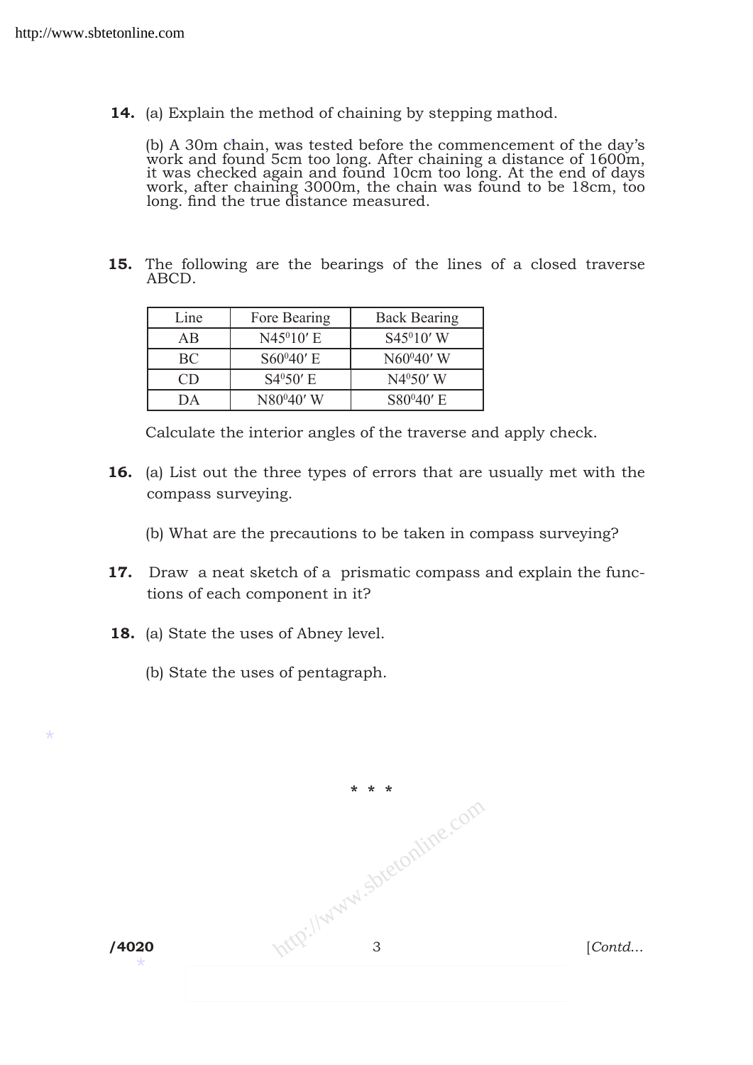**14.** (a) Explain the method of chaining by stepping mathod.

(b) A 30m chain, was tested before the commencement of the day's work and found 5cm too long. After chaining a distance of 1600m, it was checked again and found 10cm too long. At the end of days work, after chaining 3000m, the chain was found to be 18cm, too long. find the true distance measured.

**15.** The following are the bearings of the lines of a closed traverse ABCD.

| Line | Fore Bearing | Back Bearing |
|---|---|---|
| AB | N45$^0$10′ E | S45$^0$10′ W |
| BC | S60$^0$40′ E | N60$^0$40′ W |
| CD | S4$^0$50′ E | N4$^0$50′ W |
| DA | N80$^0$40′ W | S80$^0$40′ E |

Calculate the interior angles of the traverse and apply check.

**16.** (a) List out the three types of errors that are usually met with the compass surveying.

(b) What are the precautions to be taken in compass surveying?

**17.** Draw a neat sketch of a prismatic compass and explain the functions of each component in it?

**18.** (a) State the uses of Abney level.

(b) State the uses of pentagraph.

\* \* \*

/4020 [Contd...